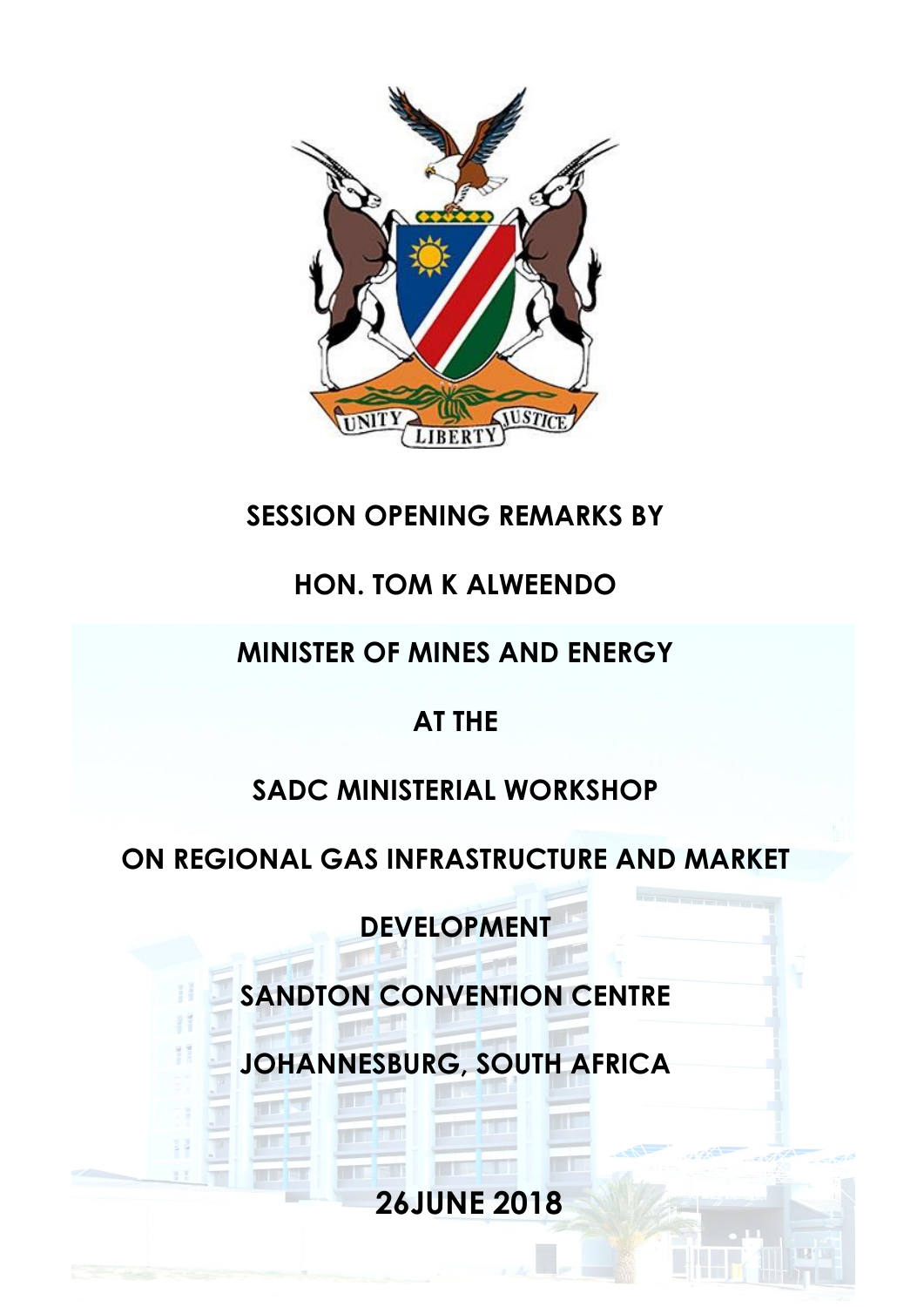**SESSION OPENING REMARKS BY**

**HON. TOM K ALWEENDO**

**MINISTER OF MINES AND ENERGY**

**AT THE**

**SADC MINISTERIAL WORKSHOP**

**ON REGIONAL GAS INFRASTRUCTURE AND MARKET DEVELOPMENT**

**SANDTON CONVENTION CENTRE**

**JOHANNESBURG, SOUTH AFRICA**

**26JUNE 2018**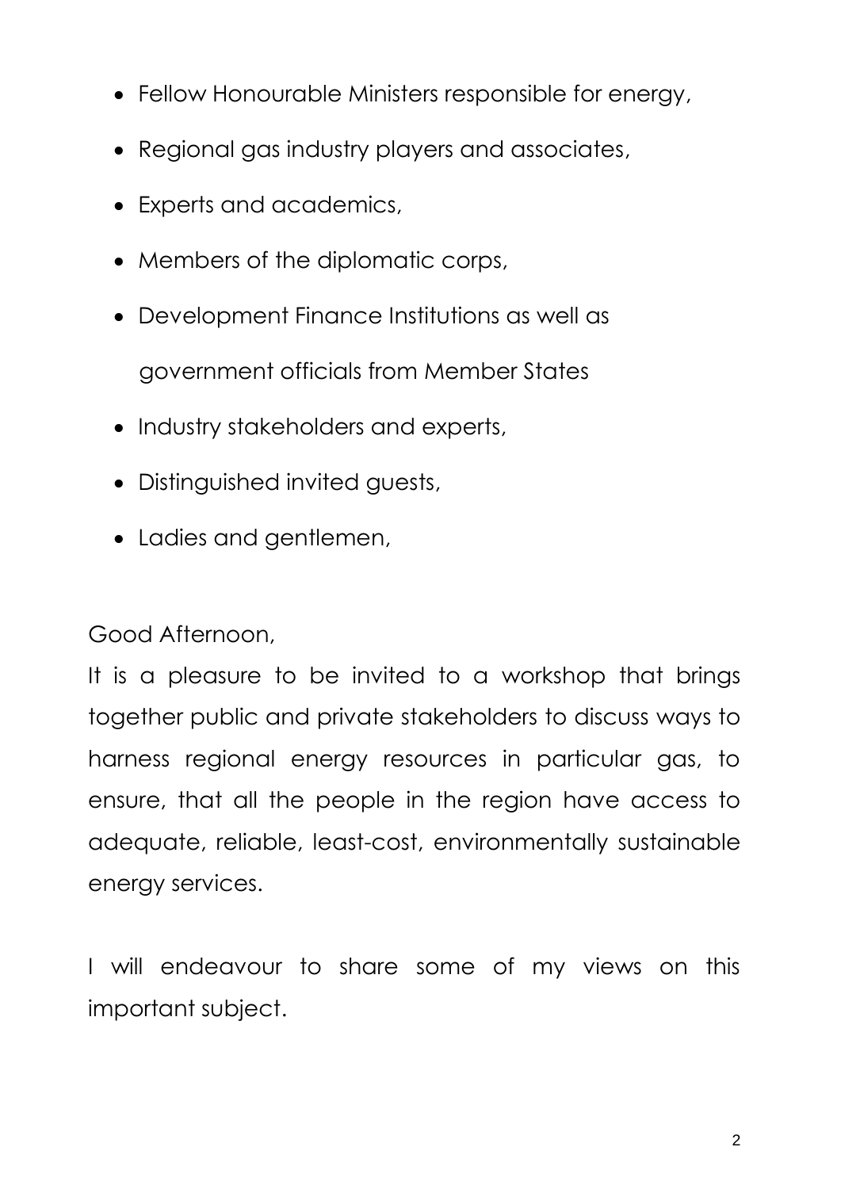- Fellow Honourable Ministers responsible for energy,
- Regional gas industry players and associates,
- Experts and academics,
- Members of the diplomatic corps,
- Development Finance Institutions as well as government officials from Member States
- Industry stakeholders and experts,
- Distinguished invited guests,
- Ladies and gentlemen,

Good Afternoon,

It is a pleasure to be invited to a workshop that brings together public and private stakeholders to discuss ways to harness regional energy resources in particular gas, to ensure, that all the people in the region have access to adequate, reliable, least-cost, environmentally sustainable energy services.

I will endeavour to share some of my views on this important subject.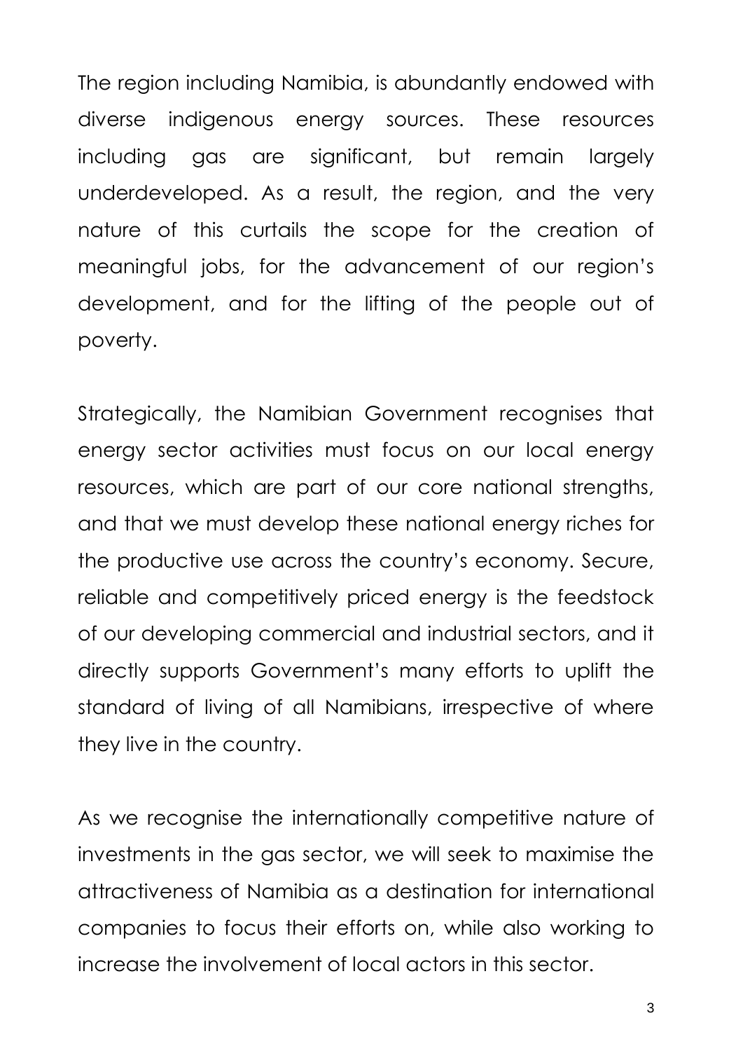The region including Namibia, is abundantly endowed with diverse indigenous energy sources. These resources including gas are significant, but remain largely underdeveloped. As a result, the region, and the very nature of this curtails the scope for the creation of meaningful jobs, for the advancement of our region's development, and for the lifting of the people out of poverty.

Strategically, the Namibian Government recognises that energy sector activities must focus on our local energy resources, which are part of our core national strengths, and that we must develop these national energy riches for the productive use across the country's economy. Secure, reliable and competitively priced energy is the feedstock of our developing commercial and industrial sectors, and it directly supports Government's many efforts to uplift the standard of living of all Namibians, irrespective of where they live in the country.

As we recognise the internationally competitive nature of investments in the gas sector, we will seek to maximise the attractiveness of Namibia as a destination for international companies to focus their efforts on, while also working to increase the involvement of local actors in this sector.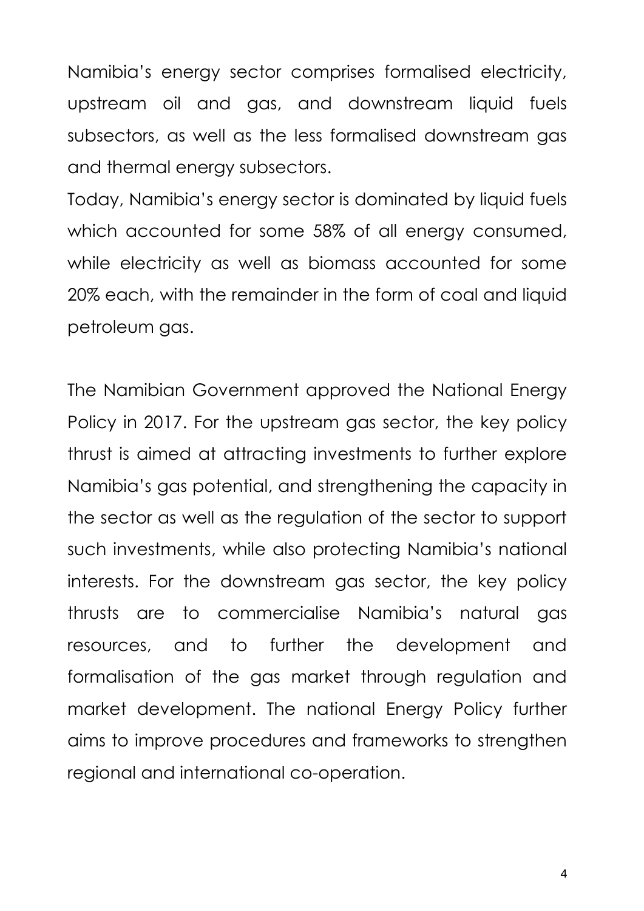Namibia's energy sector comprises formalised electricity, upstream oil and gas, and downstream liquid fuels subsectors, as well as the less formalised downstream gas and thermal energy subsectors.

Today, Namibia's energy sector is dominated by liquid fuels which accounted for some 58% of all energy consumed, while electricity as well as biomass accounted for some 20% each, with the remainder in the form of coal and liquid petroleum gas.

The Namibian Government approved the National Energy Policy in 2017. For the upstream gas sector, the key policy thrust is aimed at attracting investments to further explore Namibia's gas potential, and strengthening the capacity in the sector as well as the regulation of the sector to support such investments, while also protecting Namibia's national interests. For the downstream gas sector, the key policy thrusts are to commercialise Namibia's natural gas resources, and to further the development and formalisation of the gas market through regulation and market development. The national Energy Policy further aims to improve procedures and frameworks to strengthen regional and international co-operation.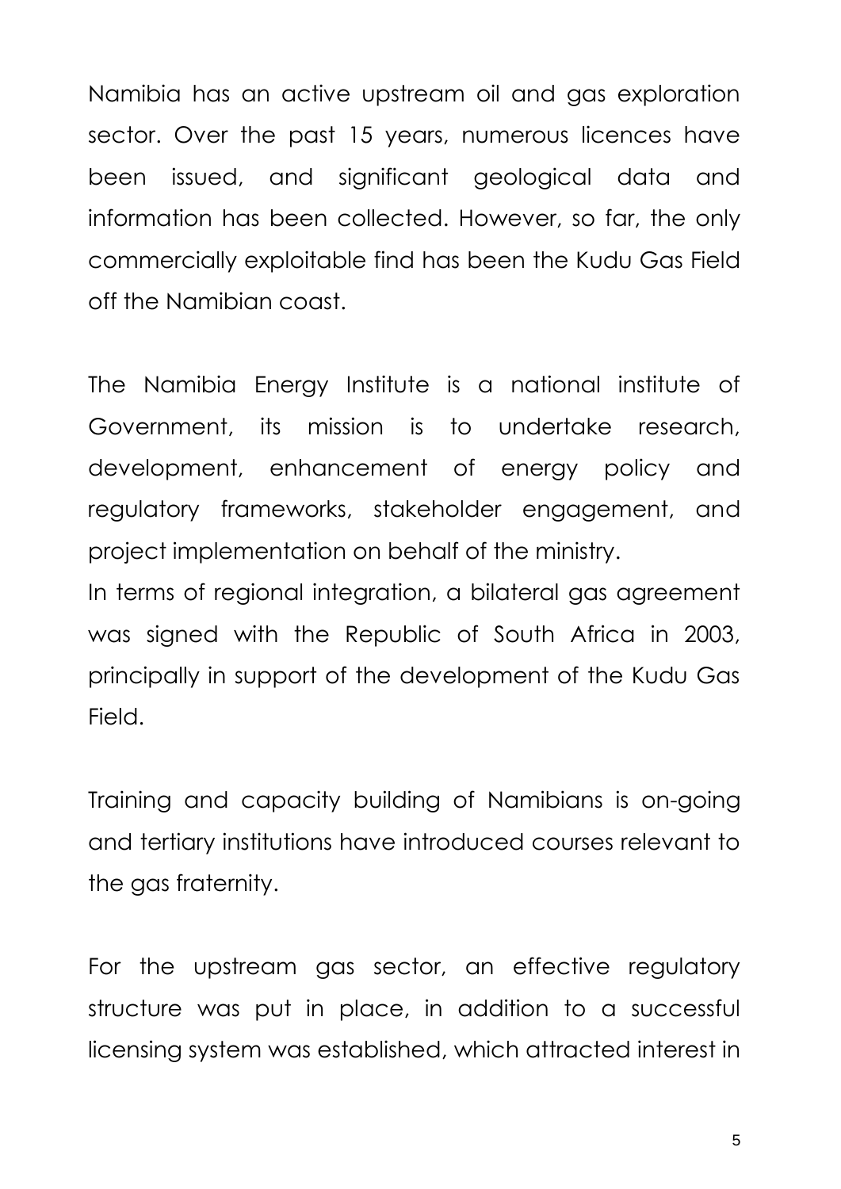Namibia has an active upstream oil and gas exploration sector. Over the past 15 years, numerous licences have been issued, and significant geological data and information has been collected. However, so far, the only commercially exploitable find has been the Kudu Gas Field off the Namibian coast.

The Namibia Energy Institute is a national institute of Government, its mission is to undertake research, development, enhancement of energy policy and regulatory frameworks, stakeholder engagement, and project implementation on behalf of the ministry.

In terms of regional integration, a bilateral gas agreement was signed with the Republic of South Africa in 2003, principally in support of the development of the Kudu Gas Field.

Training and capacity building of Namibians is on-going and tertiary institutions have introduced courses relevant to the gas fraternity.

For the upstream gas sector, an effective regulatory structure was put in place, in addition to a successful licensing system was established, which attracted interest in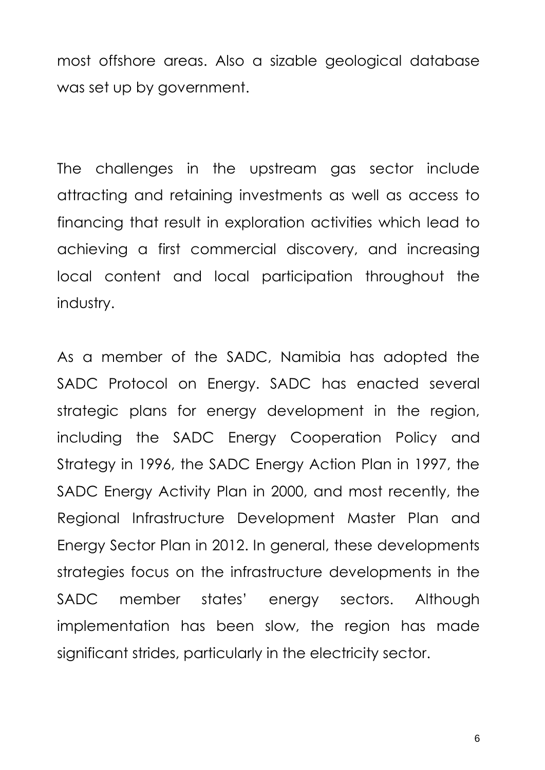most offshore areas. Also a sizable geological database was set up by government.

The challenges in the upstream gas sector include attracting and retaining investments as well as access to financing that result in exploration activities which lead to achieving a first commercial discovery, and increasing local content and local participation throughout the industry.

As a member of the SADC, Namibia has adopted the SADC Protocol on Energy. SADC has enacted several strategic plans for energy development in the region, including the SADC Energy Cooperation Policy and Strategy in 1996, the SADC Energy Action Plan in 1997, the SADC Energy Activity Plan in 2000, and most recently, the Regional Infrastructure Development Master Plan and Energy Sector Plan in 2012. In general, these developments strategies focus on the infrastructure developments in the SADC member states' energy sectors. Although implementation has been slow, the region has made significant strides, particularly in the electricity sector.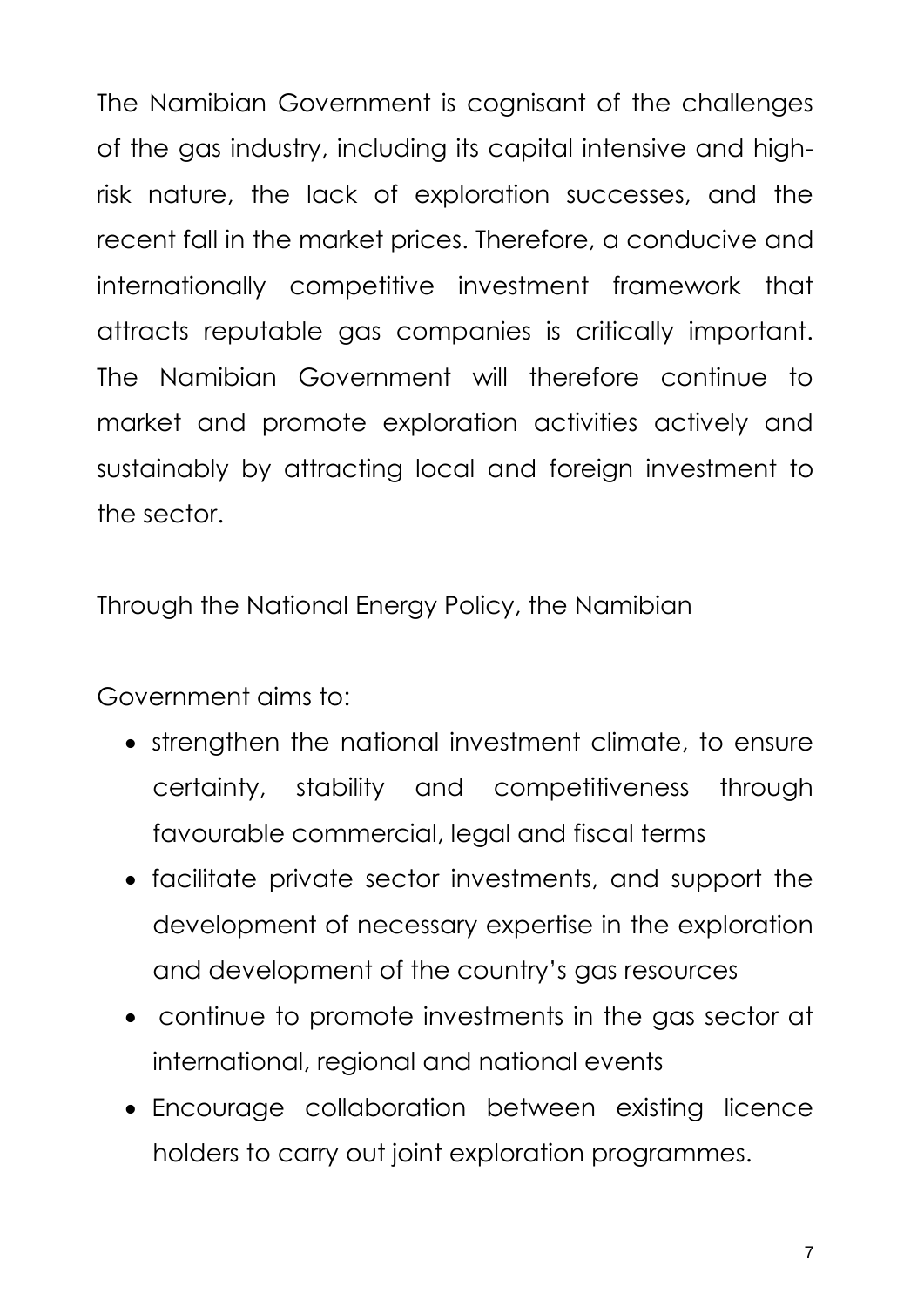The Namibian Government is cognisant of the challenges of the gas industry, including its capital intensive and high-risk nature, the lack of exploration successes, and the recent fall in the market prices. Therefore, a conducive and internationally competitive investment framework that attracts reputable gas companies is critically important. The Namibian Government will therefore continue to market and promote exploration activities actively and sustainably by attracting local and foreign investment to the sector.

Through the National Energy Policy, the Namibian

Government aims to:

- strengthen the national investment climate, to ensure certainty, stability and competitiveness through favourable commercial, legal and fiscal terms
- facilitate private sector investments, and support the development of necessary expertise in the exploration and development of the country's gas resources
- continue to promote investments in the gas sector at international, regional and national events
- Encourage collaboration between existing licence holders to carry out joint exploration programmes.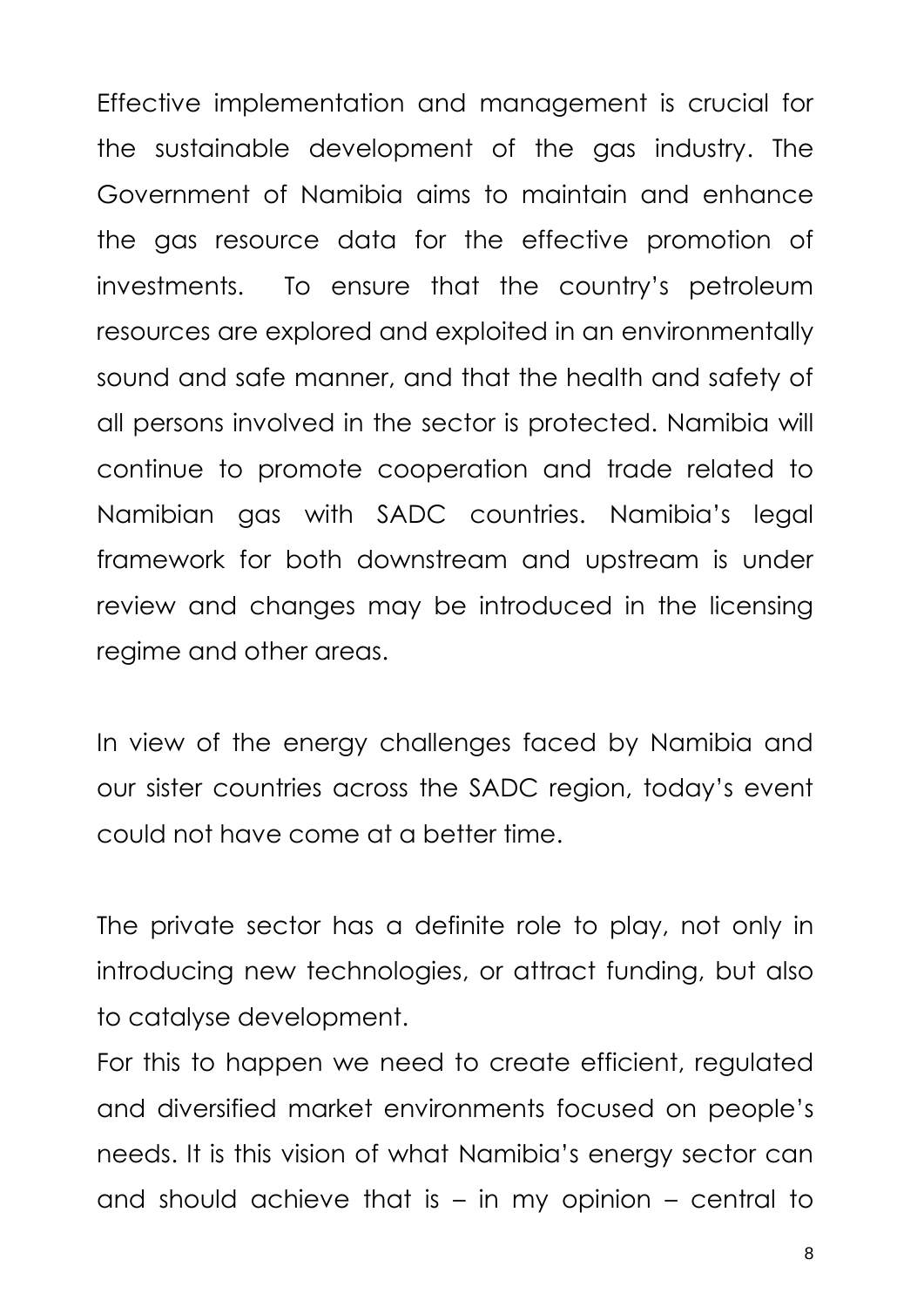Effective implementation and management is crucial for the sustainable development of the gas industry. The Government of Namibia aims to maintain and enhance the gas resource data for the effective promotion of investments. To ensure that the country's petroleum resources are explored and exploited in an environmentally sound and safe manner, and that the health and safety of all persons involved in the sector is protected. Namibia will continue to promote cooperation and trade related to Namibian gas with SADC countries. Namibia's legal framework for both downstream and upstream is under review and changes may be introduced in the licensing regime and other areas.

In view of the energy challenges faced by Namibia and our sister countries across the SADC region, today's event could not have come at a better time.

The private sector has a definite role to play, not only in introducing new technologies, or attract funding, but also to catalyse development.

For this to happen we need to create efficient, regulated and diversified market environments focused on people's needs. It is this vision of what Namibia's energy sector can and should achieve that is – in my opinion – central to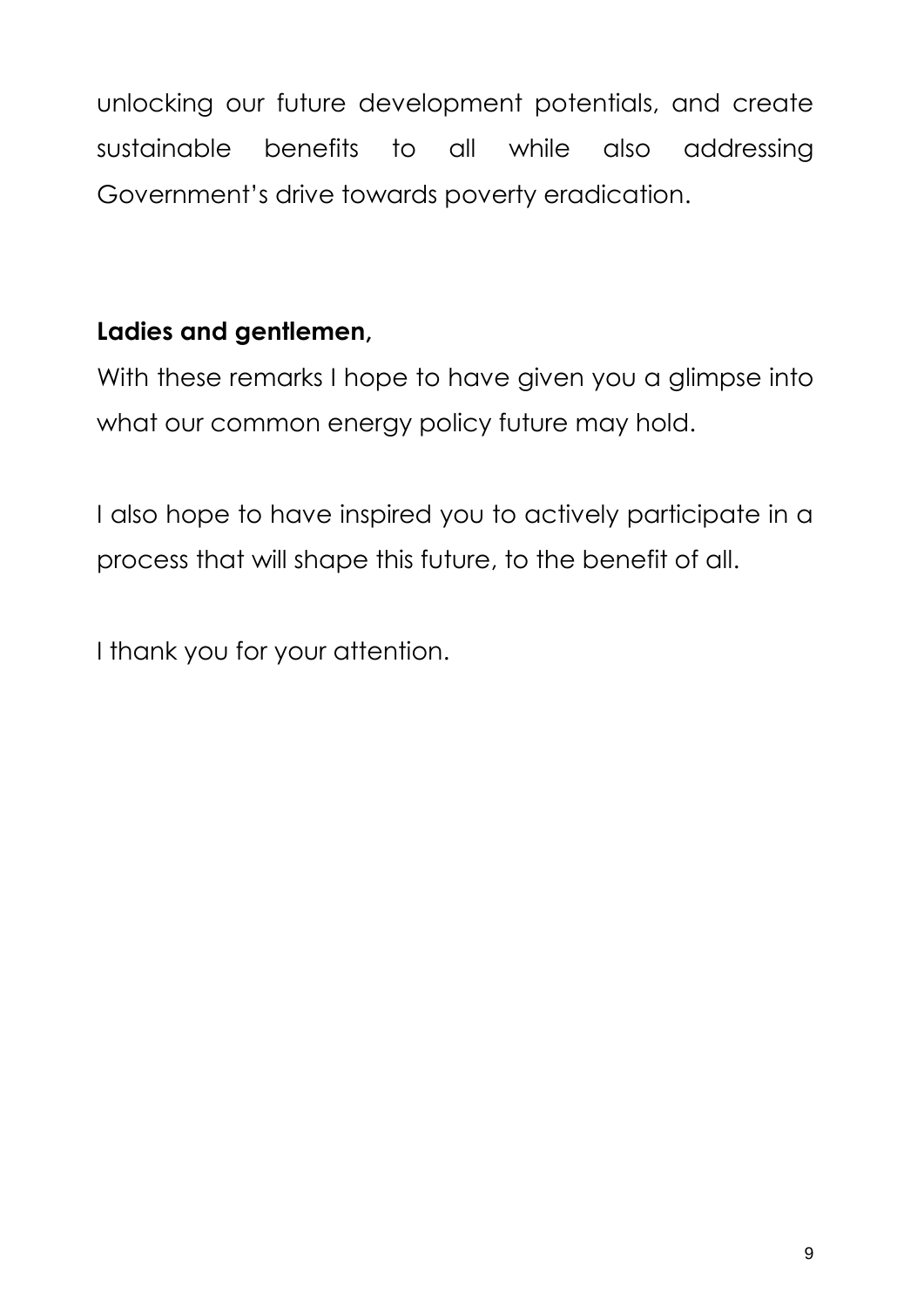unlocking our future development potentials, and create sustainable benefits to all while also addressing Government's drive towards poverty eradication.

**Ladies and gentlemen,**

With these remarks I hope to have given you a glimpse into what our common energy policy future may hold.

I also hope to have inspired you to actively participate in a process that will shape this future, to the benefit of all.

I thank you for your attention.